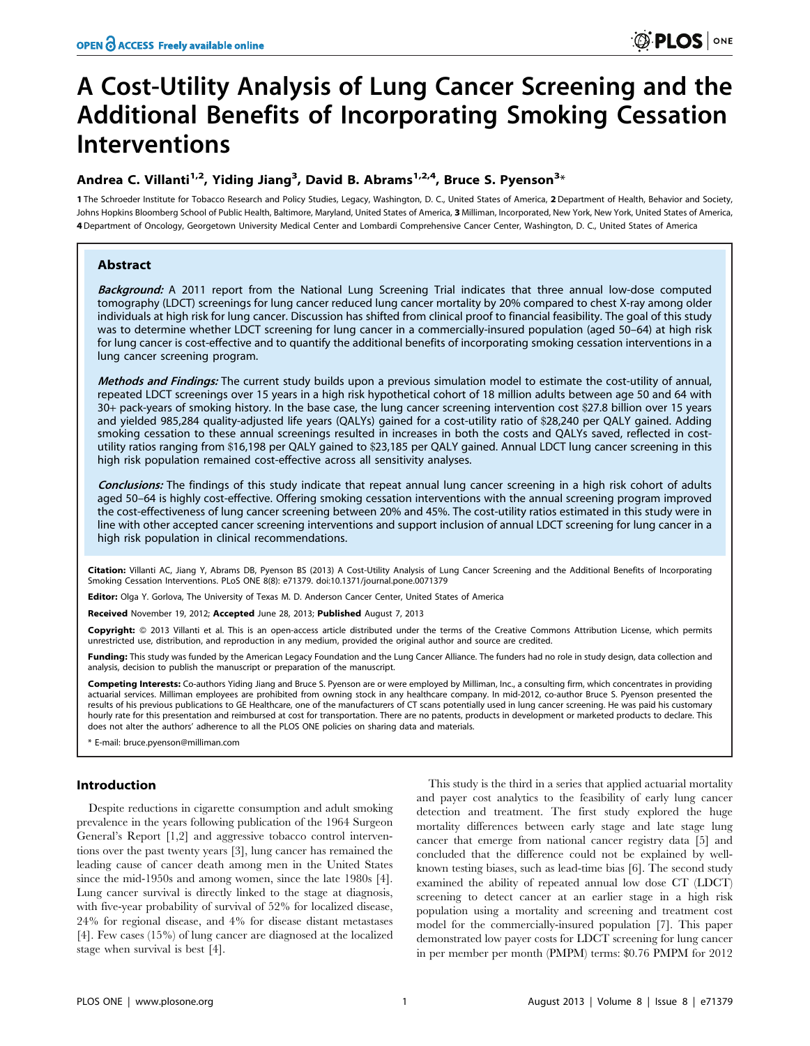# A Cost-Utility Analysis of Lung Cancer Screening and the Additional Benefits of Incorporating Smoking Cessation Interventions

**Andrea C. Villanti[1,2], Yiding Jiang[3], David B. Abrams[1,2,4], Bruce S. Pyenson[3]***

**1** The Schroeder Institute for Tobacco Research and Policy Studies, Legacy, Washington, D. C., United States of America, **2** Department of Health, Behavior and Society, Johns Hopkins Bloomberg School of Public Health, Baltimore, Maryland, United States of America, **3** Milliman, Incorporated, New York, New York, United States of America, **4** Department of Oncology, Georgetown University Medical Center and Lombardi Comprehensive Cancer Center, Washington, D. C., United States of America

## Abstract

***Background:*** A 2011 report from the National Lung Screening Trial indicates that three annual low-dose computed tomography (LDCT) screenings for lung cancer reduced lung cancer mortality by 20% compared to chest X-ray among older individuals at high risk for lung cancer. Discussion has shifted from clinical proof to financial feasibility. The goal of this study was to determine whether LDCT screening for lung cancer in a commercially-insured population (aged 50–64) at high risk for lung cancer is cost-effective and to quantify the additional benefits of incorporating smoking cessation interventions in a lung cancer screening program.

***Methods and Findings:*** The current study builds upon a previous simulation model to estimate the cost-utility of annual, repeated LDCT screenings over 15 years in a high risk hypothetical cohort of 18 million adults between age 50 and 64 with 30+ pack-years of smoking history. In the base case, the lung cancer screening intervention cost $27.8 billion over 15 years and yielded 985,284 quality-adjusted life years (QALYs) gained for a cost-utility ratio of $28,240 per QALY gained. Adding smoking cessation to these annual screenings resulted in increases in both the costs and QALYs saved, reflected in cost-utility ratios ranging from $16,198 per QALY gained to $23,185 per QALY gained. Annual LDCT lung cancer screening in this high risk population remained cost-effective across all sensitivity analyses.

***Conclusions:*** The findings of this study indicate that repeat annual lung cancer screening in a high risk cohort of adults aged 50–64 is highly cost-effective. Offering smoking cessation interventions with the annual screening program improved the cost-effectiveness of lung cancer screening between 20% and 45%. The cost-utility ratios estimated in this study were in line with other accepted cancer screening interventions and support inclusion of annual LDCT screening for lung cancer in a high risk population in clinical recommendations.

**Citation:** Villanti AC, Jiang Y, Abrams DB, Pyenson BS (2013) A Cost-Utility Analysis of Lung Cancer Screening and the Additional Benefits of Incorporating Smoking Cessation Interventions. PLoS ONE 8(8): e71379. doi:10.1371/journal.pone.0071379

**Editor:** Olga Y. Gorlova, The University of Texas M. D. Anderson Cancer Center, United States of America

**Received** November 19, 2012; **Accepted** June 28, 2013; **Published** August 7, 2013

**Copyright:** © 2013 Villanti et al. This is an open-access article distributed under the terms of the Creative Commons Attribution License, which permits unrestricted use, distribution, and reproduction in any medium, provided the original author and source are credited.

**Funding:** This study was funded by the American Legacy Foundation and the Lung Cancer Alliance. The funders had no role in study design, data collection and analysis, decision to publish the manuscript or preparation of the manuscript.

**Competing Interests:** Co-authors Yiding Jiang and Bruce S. Pyenson are or were employed by Milliman, Inc., a consulting firm, which concentrates in providing actuarial services. Milliman employees are prohibited from owning stock in any healthcare company. In mid-2012, co-author Bruce S. Pyenson presented the results of his previous publications to GE Healthcare, one of the manufacturers of CT scans potentially used in lung cancer screening. He was paid his customary hourly rate for this presentation and reimbursed at cost for transportation. There are no patents, products in development or marketed products to declare. This does not alter the authors' adherence to all the PLOS ONE policies on sharing data and materials.

\* E-mail: bruce.pyenson@milliman.com

## Introduction

Despite reductions in cigarette consumption and adult smoking prevalence in the years following publication of the 1964 Surgeon General's Report [1,2] and aggressive tobacco control interventions over the past twenty years [3], lung cancer has remained the leading cause of cancer death among men in the United States since the mid-1950s and among women, since the late 1980s [4]. Lung cancer survival is directly linked to the stage at diagnosis, with five-year probability of survival of 52% for localized disease, 24% for regional disease, and 4% for disease distant metastases [4]. Few cases (15%) of lung cancer are diagnosed at the localized stage when survival is best [4].

This study is the third in a series that applied actuarial mortality and payer cost analytics to the feasibility of early lung cancer detection and treatment. The first study explored the huge mortality differences between early stage and late stage lung cancer that emerge from national cancer registry data [5] and concluded that the difference could not be explained by well-known testing biases, such as lead-time bias [6]. The second study examined the ability of repeated annual low dose CT (LDCT) screening to detect cancer at an earlier stage in a high risk population using a mortality and screening and treatment cost model for the commercially-insured population [7]. This paper demonstrated low payer costs for LDCT screening for lung cancer in per member per month (PMPM) terms: $0.76 PMPM for 2012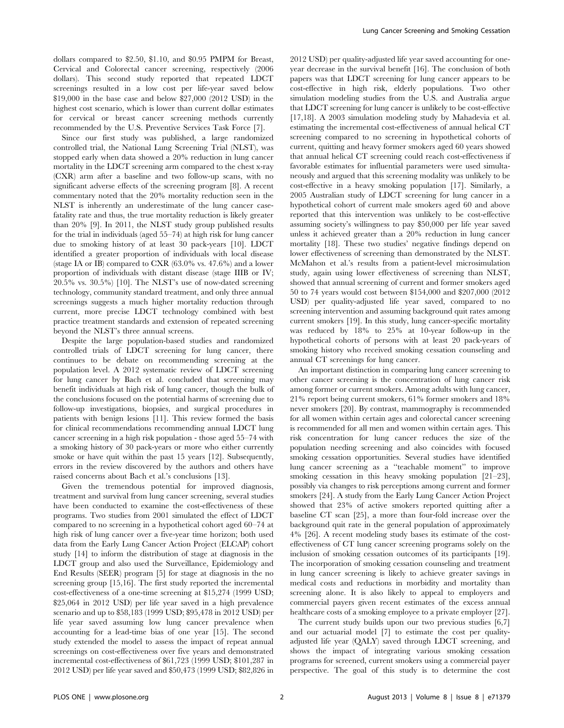dollars compared to $2.50, $1.10, and $0.95 PMPM for Breast, Cervical and Colorectal cancer screening, respectively (2006 dollars). This second study reported that repeated LDCT screenings resulted in a low cost per life-year saved below $19,000 in the base case and below $27,000 (2012 USD) in the highest cost scenario, which is lower than current dollar estimates for cervical or breast cancer screening methods currently recommended by the U.S. Preventive Services Task Force [7].

Since our first study was published, a large randomized controlled trial, the National Lung Screening Trial (NLST), was stopped early when data showed a 20% reduction in lung cancer mortality in the LDCT screening arm compared to the chest x-ray (CXR) arm after a baseline and two follow-up scans, with no significant adverse effects of the screening program [8]. A recent commentary noted that the 20% mortality reduction seen in the NLST is inherently an underestimate of the lung cancer case-fatality rate and thus, the true mortality reduction is likely greater than 20% [9]. In 2011, the NLST study group published results for the trial in individuals (aged 55–74) at high risk for lung cancer due to smoking history of at least 30 pack-years [10]. LDCT identified a greater proportion of individuals with local disease (stage IA or IB) compared to CXR (63.0% vs. 47.6%) and a lower proportion of individuals with distant disease (stage IIIB or IV; 20.5% vs. 30.5%) [10]. The NLST's use of now-dated screening technology, community standard treatment, and only three annual screenings suggests a much higher mortality reduction through current, more precise LDCT technology combined with best practice treatment standards and extension of repeated screening beyond the NLST's three annual screens.

Despite the large population-based studies and randomized controlled trials of LDCT screening for lung cancer, there continues to be debate on recommending screening at the population level. A 2012 systematic review of LDCT screening for lung cancer by Bach et al. concluded that screening may benefit individuals at high risk of lung cancer, though the bulk of the conclusions focused on the potential harms of screening due to follow-up investigations, biopsies, and surgical procedures in patients with benign lesions [11]. This review formed the basis for clinical recommendations recommending annual LDCT lung cancer screening in a high risk population - those aged 55–74 with a smoking history of 30 pack-years or more who either currently smoke or have quit within the past 15 years [12]. Subsequently, errors in the review discovered by the authors and others have raised concerns about Bach et al.'s conclusions [13].

Given the tremendous potential for improved diagnosis, treatment and survival from lung cancer screening, several studies have been conducted to examine the cost-effectiveness of these programs. Two studies from 2001 simulated the effect of LDCT compared to no screening in a hypothetical cohort aged 60–74 at high risk of lung cancer over a five-year time horizon; both used data from the Early Lung Cancer Action Project (ELCAP) cohort study [14] to inform the distribution of stage at diagnosis in the LDCT group and also used the Surveillance, Epidemiology and End Results (SEER) program [5] for stage at diagnosis in the no screening group [15,16]. The first study reported the incremental cost-effectiveness of a one-time screening at $15,274 (1999 USD; $25,064 in 2012 USD) per life year saved in a high prevalence scenario and up to $58,183 (1999 USD; $95,478 in 2012 USD) per life year saved assuming low lung cancer prevalence when accounting for a lead-time bias of one year [15]. The second study extended the model to assess the impact of repeat annual screenings on cost-effectiveness over five years and demonstrated incremental cost-effectiveness of $61,723 (1999 USD; $101,287 in 2012 USD) per life year saved and $50,473 (1999 USD; $82,826 in 2012 USD) per quality-adjusted life year saved accounting for one-year decrease in the survival benefit [16]. The conclusion of both papers was that LDCT screening for lung cancer appears to be cost-effective in high risk, elderly populations. Two other simulation modeling studies from the U.S. and Australia argue that LDCT screening for lung cancer is unlikely to be cost-effective [17,18]. A 2003 simulation modeling study by Mahadevia et al. estimating the incremental cost-effectiveness of annual helical CT screening compared to no screening in hypothetical cohorts of current, quitting and heavy former smokers aged 60 years showed that annual helical CT screening could reach cost-effectiveness if favorable estimates for influential parameters were used simultaneously and argued that this screening modality was unlikely to be cost-effective in a heavy smoking population [17]. Similarly, a 2005 Australian study of LDCT screening for lung cancer in a hypothetical cohort of current male smokers aged 60 and above reported that this intervention was unlikely to be cost-effective assuming society's willingness to pay $50,000 per life year saved unless it achieved greater than a 20% reduction in lung cancer mortality [18]. These two studies' negative findings depend on lower effectiveness of screening than demonstrated by the NLST. McMahon et al.'s results from a patient-level microsimulation study, again using lower effectiveness of screening than NLST, showed that annual screening of current and former smokers aged 50 to 74 years would cost between $154,000 and $207,000 (2012 USD) per quality-adjusted life year saved, compared to no screening intervention and assuming background quit rates among current smokers [19]. In this study, lung cancer-specific mortality was reduced by 18% to 25% at 10-year follow-up in the hypothetical cohorts of persons with at least 20 pack-years of smoking history who received smoking cessation counseling and annual CT screenings for lung cancer.

An important distinction in comparing lung cancer screening to other cancer screening is the concentration of lung cancer risk among former or current smokers. Among adults with lung cancer, 21% report being current smokers, 61% former smokers and 18% never smokers [20]. By contrast, mammography is recommended for all women within certain ages and colorectal cancer screening is recommended for all men and women within certain ages. This risk concentration for lung cancer reduces the size of the population needing screening and also coincides with focused smoking cessation opportunities. Several studies have identified lung cancer screening as a "teachable moment" to improve smoking cessation in this heavy smoking population [21–23], possibly via changes to risk perceptions among current and former smokers [24]. A study from the Early Lung Cancer Action Project showed that 23% of active smokers reported quitting after a baseline CT scan [25], a more than four-fold increase over the background quit rate in the general population of approximately 4% [26]. A recent modeling study bases its estimate of the cost-effectiveness of CT lung cancer screening programs solely on the inclusion of smoking cessation outcomes of its participants [19]. The incorporation of smoking cessation counseling and treatment in lung cancer screening is likely to achieve greater savings in medical costs and reductions in morbidity and mortality than screening alone. It is also likely to appeal to employers and commercial payers given recent estimates of the excess annual healthcare costs of a smoking employee to a private employer [27].

The current study builds upon our two previous studies [6,7] and our actuarial model [7] to estimate the cost per quality-adjusted life year (QALY) saved through LDCT screening, and shows the impact of integrating various smoking cessation programs for screened, current smokers using a commercial payer perspective. The goal of this study is to determine the cost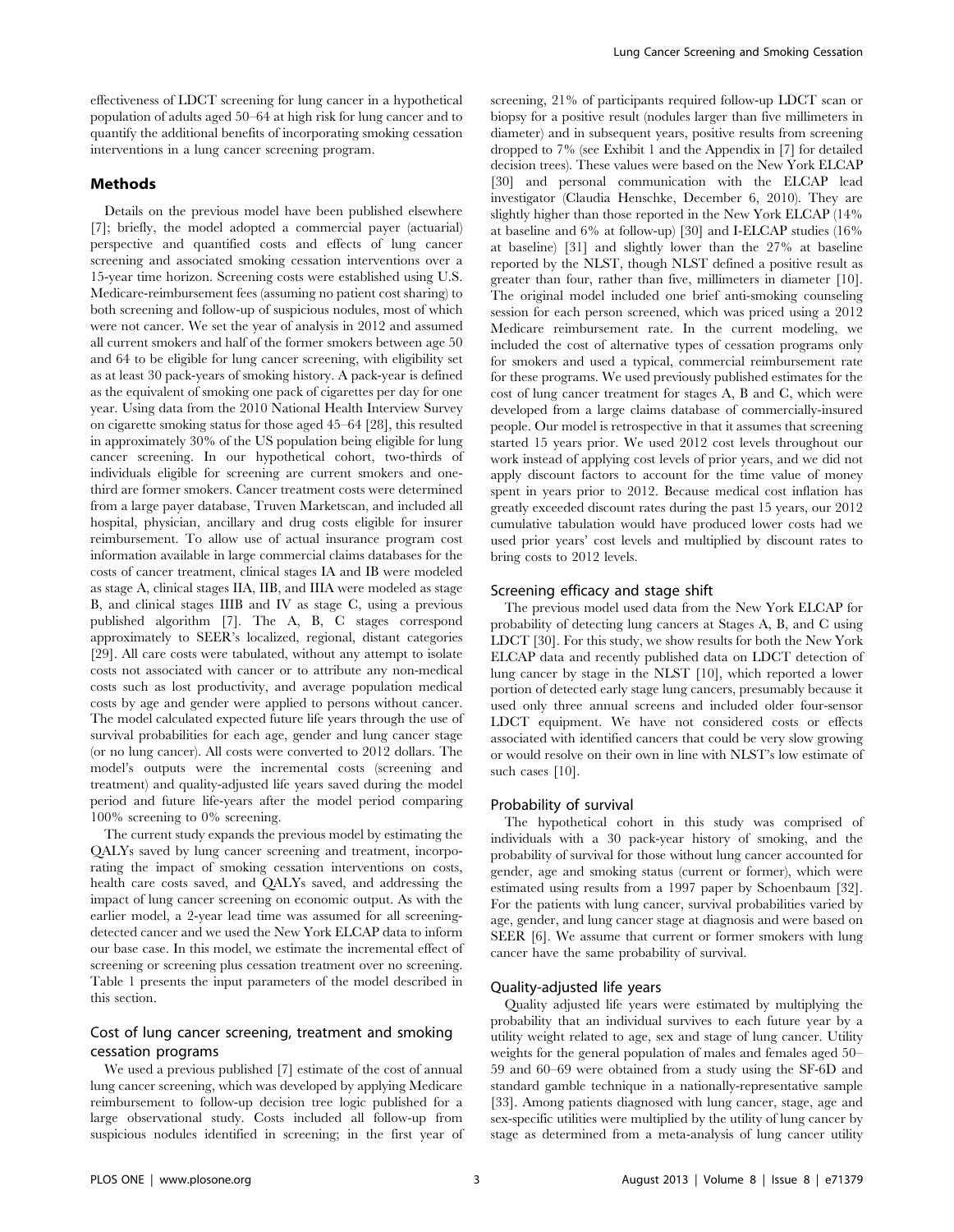effectiveness of LDCT screening for lung cancer in a hypothetical population of adults aged 50–64 at high risk for lung cancer and to quantify the additional benefits of incorporating smoking cessation interventions in a lung cancer screening program.

## Methods

Details on the previous model have been published elsewhere [7]; briefly, the model adopted a commercial payer (actuarial) perspective and quantified costs and effects of lung cancer screening and associated smoking cessation interventions over a 15-year time horizon. Screening costs were established using U.S. Medicare-reimbursement fees (assuming no patient cost sharing) to both screening and follow-up of suspicious nodules, most of which were not cancer. We set the year of analysis in 2012 and assumed all current smokers and half of the former smokers between age 50 and 64 to be eligible for lung cancer screening, with eligibility set as at least 30 pack-years of smoking history. A pack-year is defined as the equivalent of smoking one pack of cigarettes per day for one year. Using data from the 2010 National Health Interview Survey on cigarette smoking status for those aged 45–64 [28], this resulted in approximately 30% of the US population being eligible for lung cancer screening. In our hypothetical cohort, two-thirds of individuals eligible for screening are current smokers and one-third are former smokers. Cancer treatment costs were determined from a large payer database, Truven Marketscan, and included all hospital, physician, ancillary and drug costs eligible for insurer reimbursement. To allow use of actual insurance program cost information available in large commercial claims databases for the costs of cancer treatment, clinical stages IA and IB were modeled as stage A, clinical stages IIA, IIB, and IIIA were modeled as stage B, and clinical stages IIIB and IV as stage C, using a previous published algorithm [7]. The A, B, C stages correspond approximately to SEER's localized, regional, distant categories [29]. All care costs were tabulated, without any attempt to isolate costs not associated with cancer or to attribute any non-medical costs such as lost productivity, and average population medical costs by age and gender were applied to persons without cancer. The model calculated expected future life years through the use of survival probabilities for each age, gender and lung cancer stage (or no lung cancer). All costs were converted to 2012 dollars. The model's outputs were the incremental costs (screening and treatment) and quality-adjusted life years saved during the model period and future life-years after the model period comparing 100% screening to 0% screening.

The current study expands the previous model by estimating the QALYs saved by lung cancer screening and treatment, incorporating the impact of smoking cessation interventions on costs, health care costs saved, and QALYs saved, and addressing the impact of lung cancer screening on economic output. As with the earlier model, a 2-year lead time was assumed for all screening-detected cancer and we used the New York ELCAP data to inform our base case. In this model, we estimate the incremental effect of screening or screening plus cessation treatment over no screening. Table 1 presents the input parameters of the model described in this section.

### Cost of lung cancer screening, treatment and smoking cessation programs

We used a previous published [7] estimate of the cost of annual lung cancer screening, which was developed by applying Medicare reimbursement to follow-up decision tree logic published for a large observational study. Costs included all follow-up from suspicious nodules identified in screening; in the first year of screening, 21% of participants required follow-up LDCT scan or biopsy for a positive result (nodules larger than five millimeters in diameter) and in subsequent years, positive results from screening dropped to 7% (see Exhibit 1 and the Appendix in [7] for detailed decision trees). These values were based on the New York ELCAP [30] and personal communication with the ELCAP lead investigator (Claudia Henschke, December 6, 2010). They are slightly higher than those reported in the New York ELCAP (14% at baseline and 6% at follow-up) [30] and I-ELCAP studies (16% at baseline) [31] and slightly lower than the 27% at baseline reported by the NLST, though NLST defined a positive result as greater than four, rather than five, millimeters in diameter [10]. The original model included one brief anti-smoking counseling session for each person screened, which was priced using a 2012 Medicare reimbursement rate. In the current modeling, we included the cost of alternative types of cessation programs only for smokers and used a typical, commercial reimbursement rate for these programs. We used previously published estimates for the cost of lung cancer treatment for stages A, B and C, which were developed from a large claims database of commercially-insured people. Our model is retrospective in that it assumes that screening started 15 years prior. We used 2012 cost levels throughout our work instead of applying cost levels of prior years, and we did not apply discount factors to account for the time value of money spent in years prior to 2012. Because medical cost inflation has greatly exceeded discount rates during the past 15 years, our 2012 cumulative tabulation would have produced lower costs had we used prior years' cost levels and multiplied by discount rates to bring costs to 2012 levels.

### Screening efficacy and stage shift

The previous model used data from the New York ELCAP for probability of detecting lung cancers at Stages A, B, and C using LDCT [30]. For this study, we show results for both the New York ELCAP data and recently published data on LDCT detection of lung cancer by stage in the NLST [10], which reported a lower portion of detected early stage lung cancers, presumably because it used only three annual screens and included older four-sensor LDCT equipment. We have not considered costs or effects associated with identified cancers that could be very slow growing or would resolve on their own in line with NLST's low estimate of such cases [10].

### Probability of survival

The hypothetical cohort in this study was comprised of individuals with a 30 pack-year history of smoking, and the probability of survival for those without lung cancer accounted for gender, age and smoking status (current or former), which were estimated using results from a 1997 paper by Schoenbaum [32]. For the patients with lung cancer, survival probabilities varied by age, gender, and lung cancer stage at diagnosis and were based on SEER [6]. We assume that current or former smokers with lung cancer have the same probability of survival.

### Quality-adjusted life years

Quality adjusted life years were estimated by multiplying the probability that an individual survives to each future year by a utility weight related to age, sex and stage of lung cancer. Utility weights for the general population of males and females aged 50–59 and 60–69 were obtained from a study using the SF-6D and standard gamble technique in a nationally-representative sample [33]. Among patients diagnosed with lung cancer, stage, age and sex-specific utilities were multiplied by the utility of lung cancer by stage as determined from a meta-analysis of lung cancer utility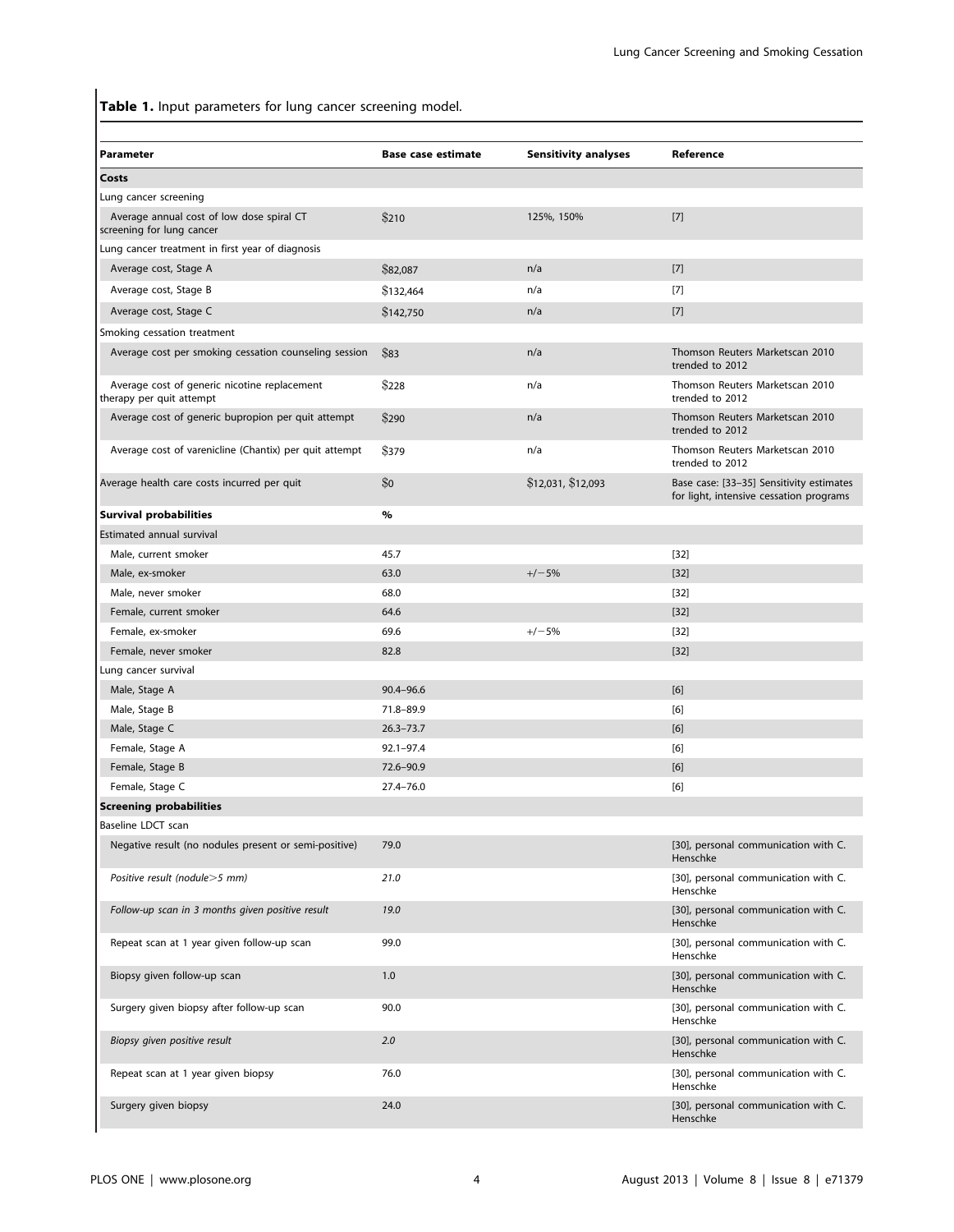**Table 1.** Input parameters for lung cancer screening model.

| Parameter | Base case estimate | Sensitivity analyses | Reference |
|---|---|---|---|
| **Costs** | | | |
| Lung cancer screening | | | |
| Average annual cost of low dose spiral CT screening for lung cancer | $210 | 125%, 150% | [7] |
| Lung cancer treatment in first year of diagnosis | | | |
| Average cost, Stage A | $82,087 | n/a | [7] |
| Average cost, Stage B | $132,464 | n/a | [7] |
| Average cost, Stage C | $142,750 | n/a | [7] |
| Smoking cessation treatment | | | |
| Average cost per smoking cessation counseling session | $83 | n/a | Thomson Reuters Marketscan 2010 trended to 2012 |
| Average cost of generic nicotine replacement therapy per quit attempt | $228 | n/a | Thomson Reuters Marketscan 2010 trended to 2012 |
| Average cost of generic bupropion per quit attempt | $290 | n/a | Thomson Reuters Marketscan 2010 trended to 2012 |
| Average cost of varenicline (Chantix) per quit attempt | $379 | n/a | Thomson Reuters Marketscan 2010 trended to 2012 |
| Average health care costs incurred per quit | $0 | $12,031, $12,093 | Base case: [33–35] Sensitivity estimates for light, intensive cessation programs |
| **Survival probabilities** | **%** | | |
| Estimated annual survival | | | |
| Male, current smoker | 45.7 | | [32] |
| Male, ex-smoker | 63.0 | +/−5% | [32] |
| Male, never smoker | 68.0 | | [32] |
| Female, current smoker | 64.6 | | [32] |
| Female, ex-smoker | 69.6 | +/−5% | [32] |
| Female, never smoker | 82.8 | | [32] |
| Lung cancer survival | | | |
| Male, Stage A | 90.4–96.6 | | [6] |
| Male, Stage B | 71.8–89.9 | | [6] |
| Male, Stage C | 26.3–73.7 | | [6] |
| Female, Stage A | 92.1–97.4 | | [6] |
| Female, Stage B | 72.6–90.9 | | [6] |
| Female, Stage C | 27.4–76.0 | | [6] |
| **Screening probabilities** | | | |
| Baseline LDCT scan | | | |
| Negative result (no nodules present or semi-positive) | 79.0 | | [30], personal communication with C. Henschke |
| *Positive result (nodule>5 mm)* | *21.0* | | [30], personal communication with C. Henschke |
| *Follow-up scan in 3 months given positive result* | *19.0* | | [30], personal communication with C. Henschke |
| Repeat scan at 1 year given follow-up scan | 99.0 | | [30], personal communication with C. Henschke |
| Biopsy given follow-up scan | 1.0 | | [30], personal communication with C. Henschke |
| Surgery given biopsy after follow-up scan | 90.0 | | [30], personal communication with C. Henschke |
| *Biopsy given positive result* | *2.0* | | [30], personal communication with C. Henschke |
| Repeat scan at 1 year given biopsy | 76.0 | | [30], personal communication with C. Henschke |
| Surgery given biopsy | 24.0 | | [30], personal communication with C. Henschke |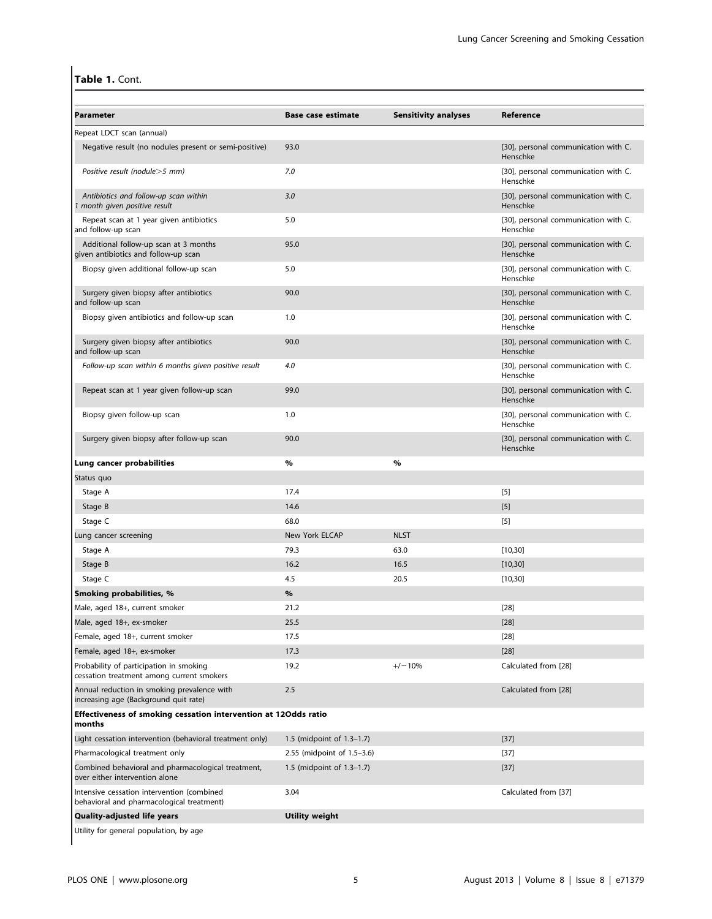**Table 1.** Cont.

| Parameter | Base case estimate | Sensitivity analyses | Reference |
| --- | --- | --- | --- |
| Repeat LDCT scan (annual) | | | |
| Negative result (no nodules present or semi-positive) | 93.0 | | [30], personal communication with C. Henschke |
| *Positive result (nodule>5 mm)* | *7.0* | | [30], personal communication with C. Henschke |
| *Antibiotics and follow-up scan within 1 month given positive result* | *3.0* | | [30], personal communication with C. Henschke |
| Repeat scan at 1 year given antibiotics and follow-up scan | 5.0 | | [30], personal communication with C. Henschke |
| Additional follow-up scan at 3 months given antibiotics and follow-up scan | 95.0 | | [30], personal communication with C. Henschke |
| Biopsy given additional follow-up scan | 5.0 | | [30], personal communication with C. Henschke |
| Surgery given biopsy after antibiotics and follow-up scan | 90.0 | | [30], personal communication with C. Henschke |
| Biopsy given antibiotics and follow-up scan | 1.0 | | [30], personal communication with C. Henschke |
| Surgery given biopsy after antibiotics and follow-up scan | 90.0 | | [30], personal communication with C. Henschke |
| *Follow-up scan within 6 months given positive result* | *4.0* | | [30], personal communication with C. Henschke |
| Repeat scan at 1 year given follow-up scan | 99.0 | | [30], personal communication with C. Henschke |
| Biopsy given follow-up scan | 1.0 | | [30], personal communication with C. Henschke |
| Surgery given biopsy after follow-up scan | 90.0 | | [30], personal communication with C. Henschke |
| **Lung cancer probabilities** | **%** | **%** | |
| Status quo | | | |
| Stage A | 17.4 | | [5] |
| Stage B | 14.6 | | [5] |
| Stage C | 68.0 | | [5] |
| Lung cancer screening | New York ELCAP | NLST | |
| Stage A | 79.3 | 63.0 | [10,30] |
| Stage B | 16.2 | 16.5 | [10,30] |
| Stage C | 4.5 | 20.5 | [10,30] |
| **Smoking probabilities, %** | **%** | | |
| Male, aged 18+, current smoker | 21.2 | | [28] |
| Male, aged 18+, ex-smoker | 25.5 | | [28] |
| Female, aged 18+, current smoker | 17.5 | | [28] |
| Female, aged 18+, ex-smoker | 17.3 | | [28] |
| Probability of participation in smoking cessation treatment among current smokers | 19.2 | +/−10% | Calculated from [28] |
| Annual reduction in smoking prevalence with increasing age (Background quit rate) | 2.5 | | Calculated from [28] |
| **Effectiveness of smoking cessation intervention at 12 months** | **Odds ratio** | | |
| Light cessation intervention (behavioral treatment only) | 1.5 (midpoint of 1.3–1.7) | | [37] |
| Pharmacological treatment only | 2.55 (midpoint of 1.5–3.6) | | [37] |
| Combined behavioral and pharmacological treatment, over either intervention alone | 1.5 (midpoint of 1.3–1.7) | | [37] |
| Intensive cessation intervention (combined behavioral and pharmacological treatment) | 3.04 | | Calculated from [37] |
| **Quality-adjusted life years** | **Utility weight** | | |
| Utility for general population, by age | | | |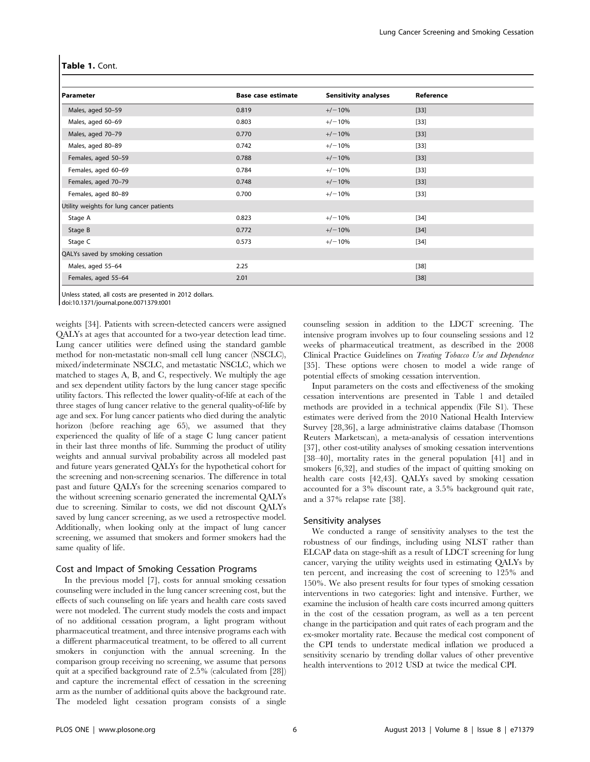**Table 1.** Cont.

| Parameter | Base case estimate | Sensitivity analyses | Reference |
|---|---|---|---|
| Males, aged 50–59 | 0.819 | +/−10% | [33] |
| Males, aged 60–69 | 0.803 | +/−10% | [33] |
| Males, aged 70–79 | 0.770 | +/−10% | [33] |
| Males, aged 80–89 | 0.742 | +/−10% | [33] |
| Females, aged 50–59 | 0.788 | +/−10% | [33] |
| Females, aged 60–69 | 0.784 | +/−10% | [33] |
| Females, aged 70–79 | 0.748 | +/−10% | [33] |
| Females, aged 80–89 | 0.700 | +/−10% | [33] |
| Utility weights for lung cancer patients | | | |
| Stage A | 0.823 | +/−10% | [34] |
| Stage B | 0.772 | +/−10% | [34] |
| Stage C | 0.573 | +/−10% | [34] |
| QALYs saved by smoking cessation | | | |
| Males, aged 55–64 | 2.25 | | [38] |
| Females, aged 55–64 | 2.01 | | [38] |

Unless stated, all costs are presented in 2012 dollars.
doi:10.1371/journal.pone.0071379.t001

weights [34]. Patients with screen-detected cancers were assigned QALYs at ages that accounted for a two-year detection lead time. Lung cancer utilities were defined using the standard gamble method for non-metastatic non-small cell lung cancer (NSCLC), mixed/indeterminate NSCLC, and metastatic NSCLC, which we matched to stages A, B, and C, respectively. We multiply the age and sex dependent utility factors by the lung cancer stage specific utility factors. This reflected the lower quality-of-life at each of the three stages of lung cancer relative to the general quality-of-life by age and sex. For lung cancer patients who died during the analytic horizon (before reaching age 65), we assumed that they experienced the quality of life of a stage C lung cancer patient in their last three months of life. Summing the product of utility weights and annual survival probability across all modeled past and future years generated QALYs for the hypothetical cohort for the screening and non-screening scenarios. The difference in total past and future QALYs for the screening scenarios compared to the without screening scenario generated the incremental QALYs due to screening. Similar to costs, we did not discount QALYs saved by lung cancer screening, as we used a retrospective model. Additionally, when looking only at the impact of lung cancer screening, we assumed that smokers and former smokers had the same quality of life.

### Cost and Impact of Smoking Cessation Programs

In the previous model [7], costs for annual smoking cessation counseling were included in the lung cancer screening cost, but the effects of such counseling on life years and health care costs saved were not modeled. The current study models the costs and impact of no additional cessation program, a light program without pharmaceutical treatment, and three intensive programs each with a different pharmaceutical treatment, to be offered to all current smokers in conjunction with the annual screening. In the comparison group receiving no screening, we assume that persons quit at a specified background rate of 2.5% (calculated from [28]) and capture the incremental effect of cessation in the screening arm as the number of additional quits above the background rate. The modeled light cessation program consists of a single counseling session in addition to the LDCT screening. The intensive program involves up to four counseling sessions and 12 weeks of pharmaceutical treatment, as described in the 2008 Clinical Practice Guidelines on *Treating Tobacco Use and Dependence* [35]. These options were chosen to model a wide range of potential effects of smoking cessation intervention.

Input parameters on the costs and effectiveness of the smoking cessation interventions are presented in Table 1 and detailed methods are provided in a technical appendix (File S1). These estimates were derived from the 2010 National Health Interview Survey [28,36], a large administrative claims database (Thomson Reuters Marketscan), a meta-analysis of cessation interventions [37], other cost-utility analyses of smoking cessation interventions [38–40], mortality rates in the general population [41] and in smokers [6,32], and studies of the impact of quitting smoking on health care costs [42,43]. QALYs saved by smoking cessation accounted for a 3% discount rate, a 3.5% background quit rate, and a 37% relapse rate [38].

### Sensitivity analyses

We conducted a range of sensitivity analyses to the test the robustness of our findings, including using NLST rather than ELCAP data on stage-shift as a result of LDCT screening for lung cancer, varying the utility weights used in estimating QALYs by ten percent, and increasing the cost of screening to 125% and 150%. We also present results for four types of smoking cessation interventions in two categories: light and intensive. Further, we examine the inclusion of health care costs incurred among quitters in the cost of the cessation program, as well as a ten percent change in the participation and quit rates of each program and the ex-smoker mortality rate. Because the medical cost component of the CPI tends to understate medical inflation we produced a sensitivity scenario by trending dollar values of other preventive health interventions to 2012 USD at twice the medical CPI.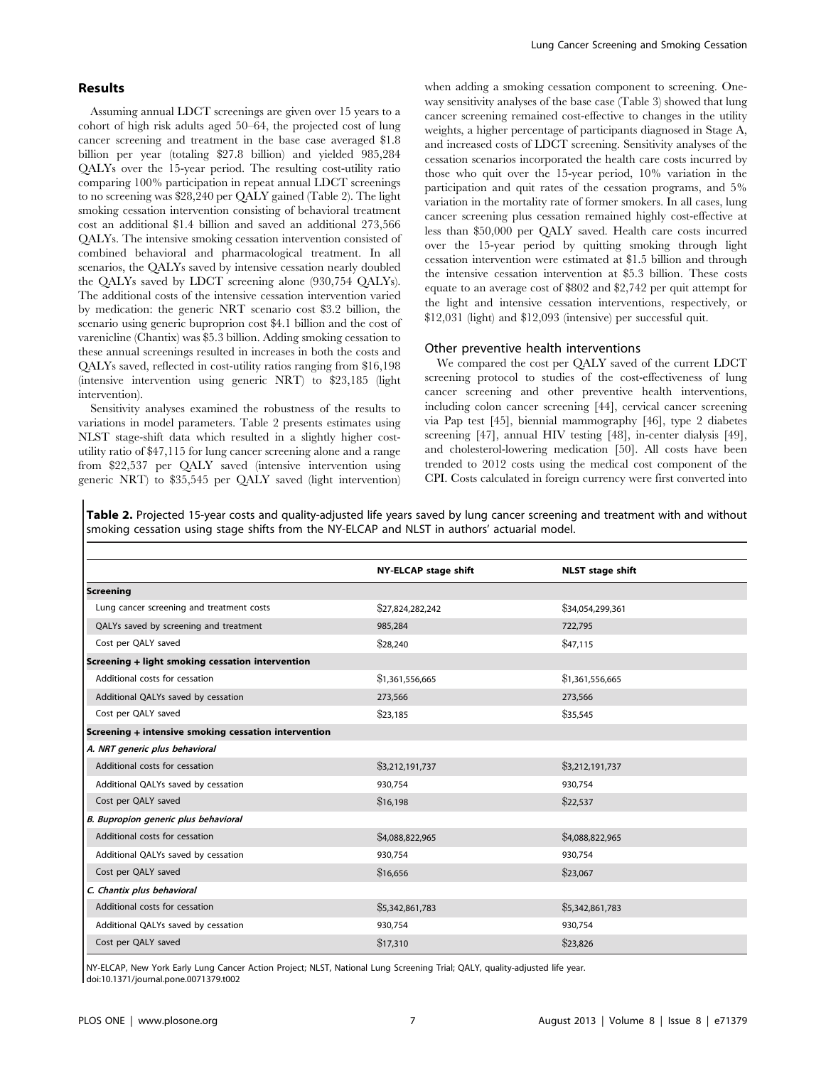## Results

Assuming annual LDCT screenings are given over 15 years to a cohort of high risk adults aged 50–64, the projected cost of lung cancer screening and treatment in the base case averaged $1.8 billion per year (totaling $27.8 billion) and yielded 985,284 QALYs over the 15-year period. The resulting cost-utility ratio comparing 100% participation in repeat annual LDCT screenings to no screening was $28,240 per QALY gained (Table 2). The light smoking cessation intervention consisting of behavioral treatment cost an additional $1.4 billion and saved an additional 273,566 QALYs. The intensive smoking cessation intervention consisted of combined behavioral and pharmacological treatment. In all scenarios, the QALYs saved by intensive cessation nearly doubled the QALYs saved by LDCT screening alone (930,754 QALYs). The additional costs of the intensive cessation intervention varied by medication: the generic NRT scenario cost $3.2 billion, the scenario using generic buproprion cost $4.1 billion and the cost of varenicline (Chantix) was $5.3 billion. Adding smoking cessation to these annual screenings resulted in increases in both the costs and QALYs saved, reflected in cost-utility ratios ranging from $16,198 (intensive intervention using generic NRT) to $23,185 (light intervention).

Sensitivity analyses examined the robustness of the results to variations in model parameters. Table 2 presents estimates using NLST stage-shift data which resulted in a slightly higher cost-utility ratio of $47,115 for lung cancer screening alone and a range from $22,537 per QALY saved (intensive intervention using generic NRT) to $35,545 per QALY saved (light intervention) when adding a smoking cessation component to screening. One-way sensitivity analyses of the base case (Table 3) showed that lung cancer screening remained cost-effective to changes in the utility weights, a higher percentage of participants diagnosed in Stage A, and increased costs of LDCT screening. Sensitivity analyses of the cessation scenarios incorporated the health care costs incurred by those who quit over the 15-year period, 10% variation in the participation and quit rates of the cessation programs, and 5% variation in the mortality rate of former smokers. In all cases, lung cancer screening plus cessation remained highly cost-effective at less than $50,000 per QALY saved. Health care costs incurred over the 15-year period by quitting smoking through light cessation intervention were estimated at $1.5 billion and through the intensive cessation intervention at $5.3 billion. These costs equate to an average cost of $802 and $2,742 per quit attempt for the light and intensive cessation interventions, respectively, or $12,031 (light) and $12,093 (intensive) per successful quit.

### Other preventive health interventions

We compared the cost per QALY saved of the current LDCT screening protocol to studies of the cost-effectiveness of lung cancer screening and other preventive health interventions, including colon cancer screening [44], cervical cancer screening via Pap test [45], biennial mammography [46], type 2 diabetes screening [47], annual HIV testing [48], in-center dialysis [49], and cholesterol-lowering medication [50]. All costs have been trended to 2012 costs using the medical cost component of the CPI. Costs calculated in foreign currency were first converted into

**Table 2.** Projected 15-year costs and quality-adjusted life years saved by lung cancer screening and treatment with and without smoking cessation using stage shifts from the NY-ELCAP and NLST in authors' actuarial model.

| | NY-ELCAP stage shift | NLST stage shift |
|---|---|---|
| **Screening** | | |
| Lung cancer screening and treatment costs | $27,824,282,242 | $34,054,299,361 |
| QALYs saved by screening and treatment | 985,284 | 722,795 |
| Cost per QALY saved | $28,240 | $47,115 |
| **Screening + light smoking cessation intervention** | | |
| Additional costs for cessation | $1,361,556,665 | $1,361,556,665 |
| Additional QALYs saved by cessation | 273,566 | 273,566 |
| Cost per QALY saved | $23,185 | $35,545 |
| **Screening + intensive smoking cessation intervention** | | |
| *A. NRT generic plus behavioral* | | |
| Additional costs for cessation | $3,212,191,737 | $3,212,191,737 |
| Additional QALYs saved by cessation | 930,754 | 930,754 |
| Cost per QALY saved | $16,198 | $22,537 |
| *B. Bupropion generic plus behavioral* | | |
| Additional costs for cessation | $4,088,822,965 | $4,088,822,965 |
| Additional QALYs saved by cessation | 930,754 | 930,754 |
| Cost per QALY saved | $16,656 | $23,067 |
| *C. Chantix plus behavioral* | | |
| Additional costs for cessation | $5,342,861,783 | $5,342,861,783 |
| Additional QALYs saved by cessation | 930,754 | 930,754 |
| Cost per QALY saved | $17,310 | $23,826 |

NY-ELCAP, New York Early Lung Cancer Action Project; NLST, National Lung Screening Trial; QALY, quality-adjusted life year.
doi:10.1371/journal.pone.0071379.t002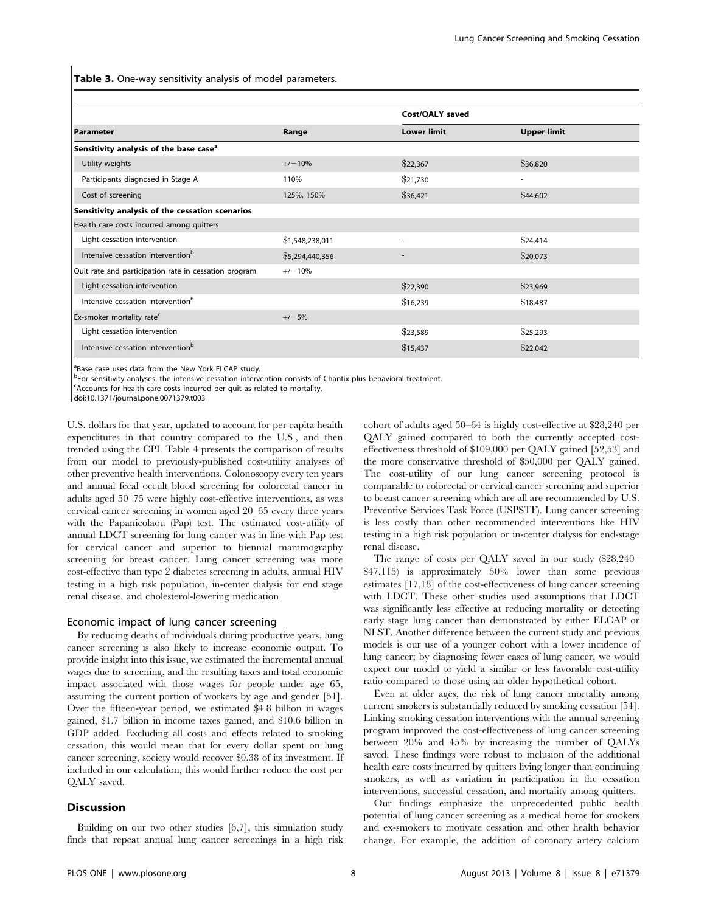**Table 3.** One-way sensitivity analysis of model parameters.

| | | Cost/QALY saved | |
|---|---|---|---|
| **Parameter** | **Range** | **Lower limit** | **Upper limit** |
| **Sensitivity analysis of the base case[a]** | | | |
| Utility weights | +/−10% | $22,367 | $36,820 |
| Participants diagnosed in Stage A | 110% | $21,730 | - |
| Cost of screening | 125%, 150% | $36,421 | $44,602 |
| **Sensitivity analysis of the cessation scenarios** | | | |
| Health care costs incurred among quitters | | | |
| Light cessation intervention | $1,548,238,011 | - | $24,414 |
| Intensive cessation intervention[b] | $5,294,440,356 | - | $20,073 |
| Quit rate and participation rate in cessation program | +/−10% | | |
| Light cessation intervention | | $22,390 | $23,969 |
| Intensive cessation intervention[b] | | $16,239 | $18,487 |
| Ex-smoker mortality rate[c] | +/−5% | | |
| Light cessation intervention | | $23,589 | $25,293 |
| Intensive cessation intervention[b] | | $15,437 | $22,042 |

[a]Base case uses data from the New York ELCAP study.
[b]For sensitivity analyses, the intensive cessation intervention consists of Chantix plus behavioral treatment.
[c]Accounts for health care costs incurred per quit as related to mortality.
doi:10.1371/journal.pone.0071379.t003

U.S. dollars for that year, updated to account for per capita health expenditures in that country compared to the U.S., and then trended using the CPI. Table 4 presents the comparison of results from our model to previously-published cost-utility analyses of other preventive health interventions. Colonoscopy every ten years and annual fecal occult blood screening for colorectal cancer in adults aged 50–75 were highly cost-effective interventions, as was cervical cancer screening in women aged 20–65 every three years with the Papanicolaou (Pap) test. The estimated cost-utility of annual LDCT screening for lung cancer was in line with Pap test for cervical cancer and superior to biennial mammography screening for breast cancer. Lung cancer screening was more cost-effective than type 2 diabetes screening in adults, annual HIV testing in a high risk population, in-center dialysis for end stage renal disease, and cholesterol-lowering medication.

### Economic impact of lung cancer screening

By reducing deaths of individuals during productive years, lung cancer screening is also likely to increase economic output. To provide insight into this issue, we estimated the incremental annual wages due to screening, and the resulting taxes and total economic impact associated with those wages for people under age 65, assuming the current portion of workers by age and gender [51]. Over the fifteen-year period, we estimated $4.8 billion in wages gained, $1.7 billion in income taxes gained, and $10.6 billion in GDP added. Excluding all costs and effects related to smoking cessation, this would mean that for every dollar spent on lung cancer screening, society would recover $0.38 of its investment. If included in our calculation, this would further reduce the cost per QALY saved.

## Discussion

Building on our two other studies [6,7], this simulation study finds that repeat annual lung cancer screenings in a high risk cohort of adults aged 50–64 is highly cost-effective at $28,240 per QALY gained compared to both the currently accepted cost-effectiveness threshold of $109,000 per QALY gained [52,53] and the more conservative threshold of $50,000 per QALY gained. The cost-utility of our lung cancer screening protocol is comparable to colorectal or cervical cancer screening and superior to breast cancer screening which are all are recommended by U.S. Preventive Services Task Force (USPSTF). Lung cancer screening is less costly than other recommended interventions like HIV testing in a high risk population or in-center dialysis for end-stage renal disease.

The range of costs per QALY saved in our study ($28,240–$47,115) is approximately 50% lower than some previous estimates [17,18] of the cost-effectiveness of lung cancer screening with LDCT. These other studies used assumptions that LDCT was significantly less effective at reducing mortality or detecting early stage lung cancer than demonstrated by either ELCAP or NLST. Another difference between the current study and previous models is our use of a younger cohort with a lower incidence of lung cancer; by diagnosing fewer cases of lung cancer, we would expect our model to yield a similar or less favorable cost-utility ratio compared to those using an older hypothetical cohort.

Even at older ages, the risk of lung cancer mortality among current smokers is substantially reduced by smoking cessation [54]. Linking smoking cessation interventions with the annual screening program improved the cost-effectiveness of lung cancer screening between 20% and 45% by increasing the number of QALYs saved. These findings were robust to inclusion of the additional health care costs incurred by quitters living longer than continuing smokers, as well as variation in participation in the cessation interventions, successful cessation, and mortality among quitters.

Our findings emphasize the unprecedented public health potential of lung cancer screening as a medical home for smokers and ex-smokers to motivate cessation and other health behavior change. For example, the addition of coronary artery calcium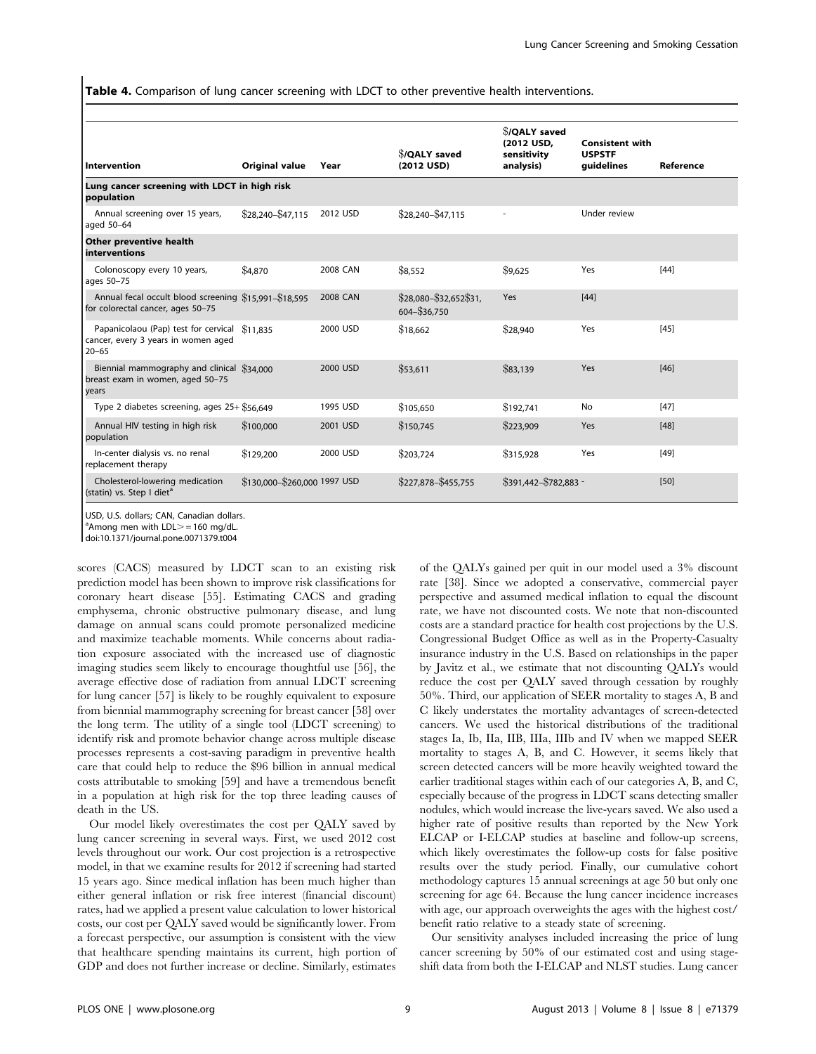**Table 4.** Comparison of lung cancer screening with LDCT to other preventive health interventions.

| Intervention | Original value | Year | $/QALY saved (2012 USD) | $/QALY saved (2012 USD, sensitivity analysis) | Consistent with USPSTF guidelines | Reference |
|---|---|---|---|---|---|---|
| **Lung cancer screening with LDCT in high risk population** | | | | | | |
| Annual screening over 15 years, aged 50–64 | $28,240–$47,115 | 2012 USD | $28,240–$47,115 | - | Under review | |
| **Other preventive health interventions** | | | | | | |
| Colonoscopy every 10 years, ages 50–75 | $4,870 | 2008 CAN | $8,552 | $9,625 | Yes | [44] |
| Annual fecal occult blood screening for colorectal cancer, ages 50–75 | $15,991–$18,595 | 2008 CAN | $28,080–$32,652$31, 604–$36,750 | Yes | [44] | |
| Papanicolaou (Pap) test for cervical cancer, every 3 years in women aged 20–65 | $11,835 | 2000 USD | $18,662 | $28,940 | Yes | [45] |
| Biennial mammography and clinical breast exam in women, aged 50–75 years | $34,000 | 2000 USD | $53,611 | $83,139 | Yes | [46] |
| Type 2 diabetes screening, ages 25+ | $56,649 | 1995 USD | $105,650 | $192,741 | No | [47] |
| Annual HIV testing in high risk population | $100,000 | 2001 USD | $150,745 | $223,909 | Yes | [48] |
| In-center dialysis vs. no renal replacement therapy | $129,200 | 2000 USD | $203,724 | $315,928 | Yes | [49] |
| Cholesterol-lowering medication (statin) vs. Step I diet[a] | $130,000–$260,000 | 1997 USD | $227,878–$455,755 | $391,442–$782,883 | - | [50] |

USD, U.S. dollars; CAN, Canadian dollars.
[a]Among men with LDL>=160 mg/dL.
doi:10.1371/journal.pone.0071379.t004

scores (CACS) measured by LDCT scan to an existing risk prediction model has been shown to improve risk classifications for coronary heart disease [55]. Estimating CACS and grading emphysema, chronic obstructive pulmonary disease, and lung damage on annual scans could promote personalized medicine and maximize teachable moments. While concerns about radiation exposure associated with the increased use of diagnostic imaging studies seem likely to encourage thoughtful use [56], the average effective dose of radiation from annual LDCT screening for lung cancer [57] is likely to be roughly equivalent to exposure from biennial mammography screening for breast cancer [58] over the long term. The utility of a single tool (LDCT screening) to identify risk and promote behavior change across multiple disease processes represents a cost-saving paradigm in preventive health care that could help to reduce the $96 billion in annual medical costs attributable to smoking [59] and have a tremendous benefit in a population at high risk for the top three leading causes of death in the US.

Our model likely overestimates the cost per QALY saved by lung cancer screening in several ways. First, we used 2012 cost levels throughout our work. Our cost projection is a retrospective model, in that we examine results for 2012 if screening had started 15 years ago. Since medical inflation has been much higher than either general inflation or risk free interest (financial discount) rates, had we applied a present value calculation to lower historical costs, our cost per QALY saved would be significantly lower. From a forecast perspective, our assumption is consistent with the view that healthcare spending maintains its current, high portion of GDP and does not further increase or decline. Similarly, estimates of the QALYs gained per quit in our model used a 3% discount rate [38]. Since we adopted a conservative, commercial payer perspective and assumed medical inflation to equal the discount rate, we have not discounted costs. We note that non-discounted costs are a standard practice for health cost projections by the U.S. Congressional Budget Office as well as in the Property-Casualty insurance industry in the U.S. Based on relationships in the paper by Javitz et al., we estimate that not discounting QALYs would reduce the cost per QALY saved through cessation by roughly 50%. Third, our application of SEER mortality to stages A, B and C likely understates the mortality advantages of screen-detected cancers. We used the historical distributions of the traditional stages Ia, Ib, IIa, IIB, IIIa, IIIb and IV when we mapped SEER mortality to stages A, B, and C. However, it seems likely that screen detected cancers will be more heavily weighted toward the earlier traditional stages within each of our categories A, B, and C, especially because of the progress in LDCT scans detecting smaller nodules, which would increase the live-years saved. We also used a higher rate of positive results than reported by the New York ELCAP or I-ELCAP studies at baseline and follow-up screens, which likely overestimates the follow-up costs for false positive results over the study period. Finally, our cumulative cohort methodology captures 15 annual screenings at age 50 but only one screening for age 64. Because the lung cancer incidence increases with age, our approach overweights the ages with the highest cost/benefit ratio relative to a steady state of screening.

Our sensitivity analyses included increasing the price of lung cancer screening by 50% of our estimated cost and using stage-shift data from both the I-ELCAP and NLST studies. Lung cancer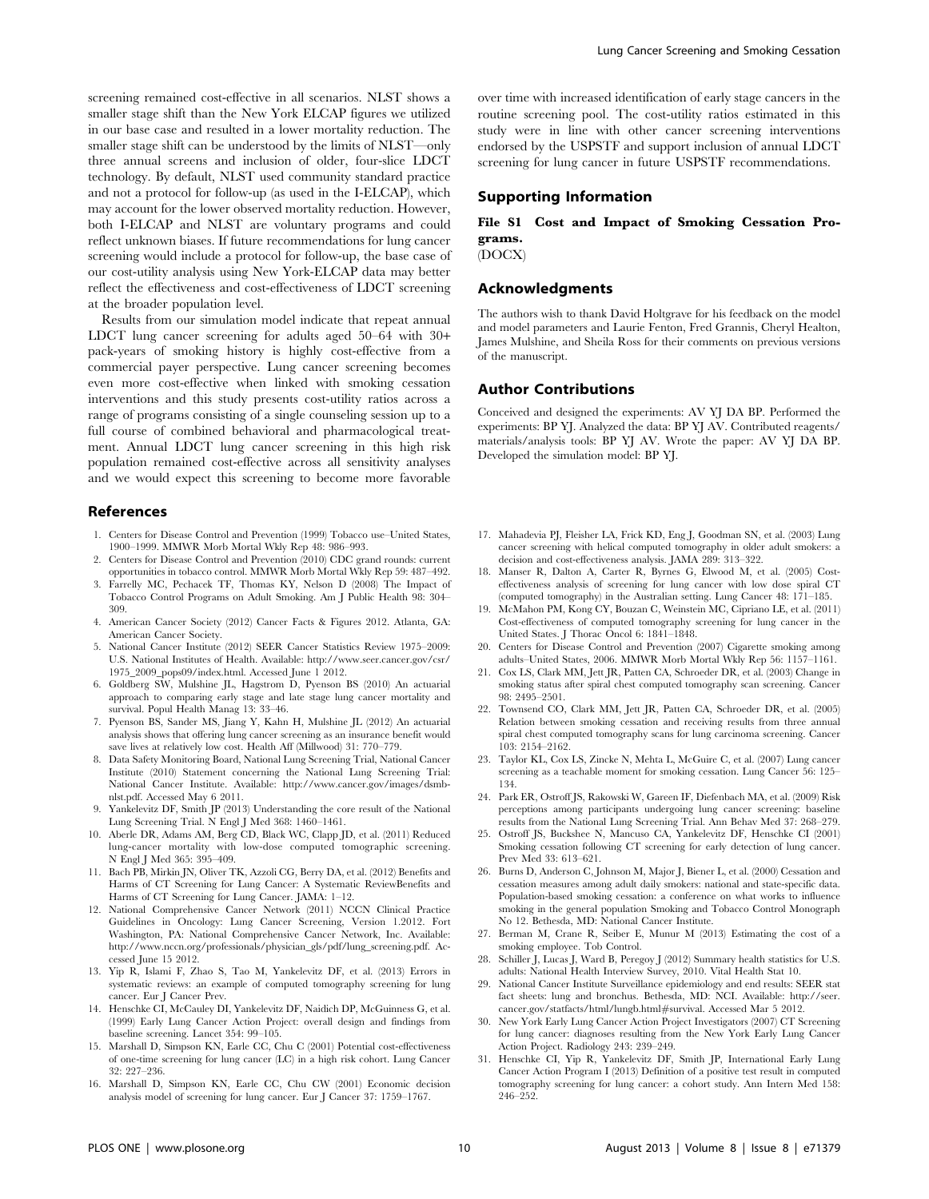screening remained cost-effective in all scenarios. NLST shows a smaller stage shift than the New York ELCAP figures we utilized in our base case and resulted in a lower mortality reduction. The smaller stage shift can be understood by the limits of NLST—only three annual screens and inclusion of older, four-slice LDCT technology. By default, NLST used community standard practice and not a protocol for follow-up (as used in the I-ELCAP), which may account for the lower observed mortality reduction. However, both I-ELCAP and NLST are voluntary programs and could reflect unknown biases. If future recommendations for lung cancer screening would include a protocol for follow-up, the base case of our cost-utility analysis using New York-ELCAP data may better reflect the effectiveness and cost-effectiveness of LDCT screening at the broader population level.

Results from our simulation model indicate that repeat annual LDCT lung cancer screening for adults aged 50–64 with 30+ pack-years of smoking history is highly cost-effective from a commercial payer perspective. Lung cancer screening becomes even more cost-effective when linked with smoking cessation interventions and this study presents cost-utility ratios across a range of programs consisting of a single counseling session up to a full course of combined behavioral and pharmacological treatment. Annual LDCT lung cancer screening in this high risk population remained cost-effective across all sensitivity analyses and we would expect this screening to become more favorable over time with increased identification of early stage cancers in the routine screening pool. The cost-utility ratios estimated in this study were in line with other cancer screening interventions endorsed by the USPSTF and support inclusion of annual LDCT screening for lung cancer in future USPSTF recommendations.

## Supporting Information

**File S1 Cost and Impact of Smoking Cessation Programs.**
(DOCX)

## Acknowledgments

The authors wish to thank David Holtgrave for his feedback on the model and model parameters and Laurie Fenton, Fred Grannis, Cheryl Healton, James Mulshine, and Sheila Ross for their comments on previous versions of the manuscript.

## Author Contributions

Conceived and designed the experiments: AV YJ DA BP. Performed the experiments: BP YJ. Analyzed the data: BP YJ AV. Contributed reagents/materials/analysis tools: BP YJ AV. Wrote the paper: AV YJ DA BP. Developed the simulation model: BP YJ.

## References

1. Centers for Disease Control and Prevention (1999) Tobacco use–United States, 1900–1999. MMWR Morb Mortal Wkly Rep 48: 986–993.
2. Centers for Disease Control and Prevention (2010) CDC grand rounds: current opportunities in tobacco control. MMWR Morb Mortal Wkly Rep 59: 487–492.
3. Farrelly MC, Pechacek TF, Thomas KY, Nelson D (2008) The Impact of Tobacco Control Programs on Adult Smoking. Am J Public Health 98: 304–309.
4. American Cancer Society (2012) Cancer Facts & Figures 2012. Atlanta, GA: American Cancer Society.
5. National Cancer Institute (2012) SEER Cancer Statistics Review 1975–2009: U.S. National Institutes of Health. Available: http://www.seer.cancer.gov/csr/1975_2009_pops09/index.html. Accessed June 1 2012.
6. Goldberg SW, Mulshine JL, Hagstrom D, Pyenson BS (2010) An actuarial approach to comparing early stage and late stage lung cancer mortality and survival. Popul Health Manag 13: 33–46.
7. Pyenson BS, Sander MS, Jiang Y, Kahn H, Mulshine JL (2012) An actuarial analysis shows that offering lung cancer screening as an insurance benefit would save lives at relatively low cost. Health Aff (Millwood) 31: 770–779.
8. Data Safety Monitoring Board, National Lung Screening Trial, National Cancer Institute (2010) Statement concerning the National Lung Screening Trial: National Cancer Institute. Available: http://www.cancer.gov/images/dsmb-nlst.pdf. Accessed May 6 2011.
9. Yankelevitz DF, Smith JP (2013) Understanding the core result of the National Lung Screening Trial. N Engl J Med 368: 1460–1461.
10. Aberle DR, Adams AM, Berg CD, Black WC, Clapp JD, et al. (2011) Reduced lung-cancer mortality with low-dose computed tomographic screening. N Engl J Med 365: 395–409.
11. Bach PB, Mirkin JN, Oliver TK, Azzoli CG, Berry DA, et al. (2012) Benefits and Harms of CT Screening for Lung Cancer: A Systematic ReviewBenefits and Harms of CT Screening for Lung Cancer. JAMA: 1–12.
12. National Comprehensive Cancer Network (2011) NCCN Clinical Practice Guidelines in Oncology: Lung Cancer Screening, Version 1.2012. Fort Washington, PA: National Comprehensive Cancer Network, Inc. Available: http://www.nccn.org/professionals/physician_gls/pdf/lung_screening.pdf. Accessed June 15 2012.
13. Yip R, Islami F, Zhao S, Tao M, Yankelevitz DF, et al. (2013) Errors in systematic reviews: an example of computed tomography screening for lung cancer. Eur J Cancer Prev.
14. Henschke CI, McCauley DI, Yankelevitz DF, Naidich DP, McGuinness G, et al. (1999) Early Lung Cancer Action Project: overall design and findings from baseline screening. Lancet 354: 99–105.
15. Marshall D, Simpson KN, Earle CC, Chu C (2001) Potential cost-effectiveness of one-time screening for lung cancer (LC) in a high risk cohort. Lung Cancer 32: 227–236.
16. Marshall D, Simpson KN, Earle CC, Chu CW (2001) Economic decision analysis model of screening for lung cancer. Eur J Cancer 37: 1759–1767.
17. Mahadevia PJ, Fleisher LA, Frick KD, Eng J, Goodman SN, et al. (2003) Lung cancer screening with helical computed tomography in older adult smokers: a decision and cost-effectiveness analysis. JAMA 289: 313–322.
18. Manser R, Dalton A, Carter R, Byrnes G, Elwood M, et al. (2005) Cost-effectiveness analysis of screening for lung cancer with low dose spiral CT (computed tomography) in the Australian setting. Lung Cancer 48: 171–185.
19. McMahon PM, Kong CY, Bouzan C, Weinstein MC, Cipriano LE, et al. (2011) Cost-effectiveness of computed tomography screening for lung cancer in the United States. J Thorac Oncol 6: 1841–1848.
20. Centers for Disease Control and Prevention (2007) Cigarette smoking among adults–United States, 2006. MMWR Morb Mortal Wkly Rep 56: 1157–1161.
21. Cox LS, Clark MM, Jett JR, Patten CA, Schroeder DR, et al. (2003) Change in smoking status after spiral chest computed tomography scan screening. Cancer 98: 2495–2501.
22. Townsend CO, Clark MM, Jett JR, Patten CA, Schroeder DR, et al. (2005) Relation between smoking cessation and receiving results from three annual spiral chest computed tomography scans for lung carcinoma screening. Cancer 103: 2154–2162.
23. Taylor KL, Cox LS, Zincke N, Mehta L, McGuire C, et al. (2007) Lung cancer screening as a teachable moment for smoking cessation. Lung Cancer 56: 125–134.
24. Park ER, Ostroff JS, Rakowski W, Gareen IF, Diefenbach MA, et al. (2009) Risk perceptions among participants undergoing lung cancer screening: baseline results from the National Lung Screening Trial. Ann Behav Med 37: 268–279.
25. Ostroff JS, Buckshee N, Mancuso CA, Yankelevitz DF, Henschke CI (2001) Smoking cessation following CT screening for early detection of lung cancer. Prev Med 33: 613–621.
26. Burns D, Anderson C, Johnson M, Major J, Biener L, et al. (2000) Cessation and cessation measures among adult daily smokers: national and state-specific data. Population-based smoking cessation: a conference on what works to influence smoking in the general population Smoking and Tobacco Control Monograph No 12. Bethesda, MD: National Cancer Institute.
27. Berman M, Crane R, Seiber E, Munur M (2013) Estimating the cost of a smoking employee. Tob Control.
28. Schiller J, Lucas J, Ward B, Peregoy J (2012) Summary health statistics for U.S. adults: National Health Interview Survey, 2010. Vital Health Stat 10.
29. National Cancer Institute Surveillance epidemiology and end results: SEER stat fact sheets: lung and bronchus. Bethesda, MD: NCI. Available: http://seer.cancer.gov/statfacts/html/lungb.html#survival. Accessed Mar 5 2012.
30. New York Early Lung Cancer Action Project Investigators (2007) CT Screening for lung cancer: diagnoses resulting from the New York Early Lung Cancer Action Project. Radiology 243: 239–249.
31. Henschke CI, Yip R, Yankelevitz DF, Smith JP, International Early Lung Cancer Action Program I (2013) Definition of a positive test result in computed tomography screening for lung cancer: a cohort study. Ann Intern Med 158: 246–252.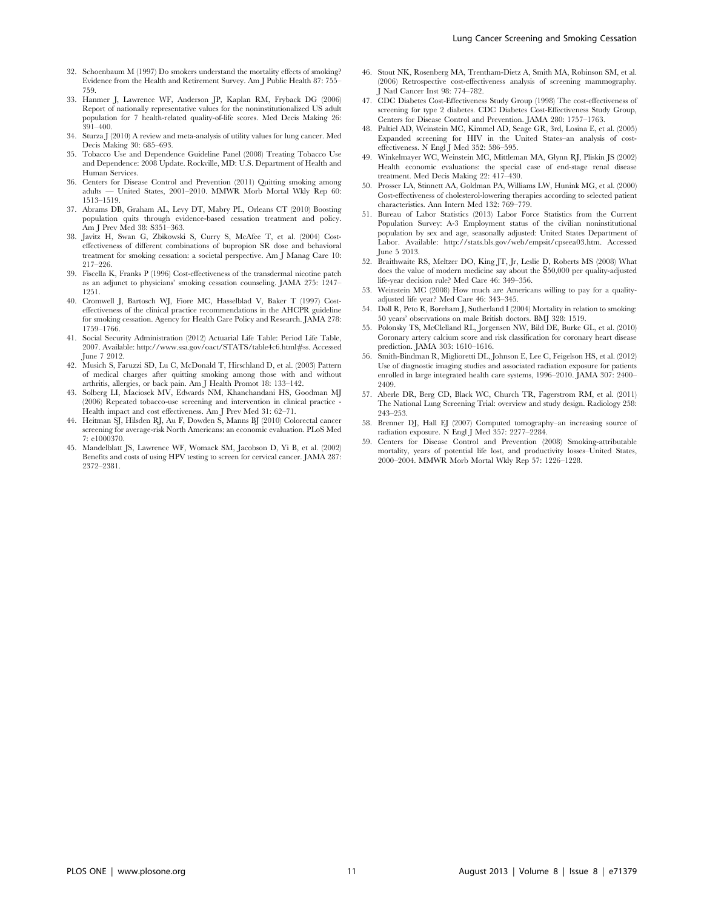32. Schoenbaum M (1997) Do smokers understand the mortality effects of smoking? Evidence from the Health and Retirement Survey. Am J Public Health 87: 755–759.
33. Hanmer J, Lawrence WF, Anderson JP, Kaplan RM, Fryback DG (2006) Report of nationally representative values for the noninstitutionalized US adult population for 7 health-related quality-of-life scores. Med Decis Making 26: 391–400.
34. Sturza J (2010) A review and meta-analysis of utility values for lung cancer. Med Decis Making 30: 685–693.
35. Tobacco Use and Dependence Guideline Panel (2008) Treating Tobacco Use and Dependence: 2008 Update. Rockville, MD: U.S. Department of Health and Human Services.
36. Centers for Disease Control and Prevention (2011) Quitting smoking among adults — United States, 2001–2010. MMWR Morb Mortal Wkly Rep 60: 1513–1519.
37. Abrams DB, Graham AL, Levy DT, Mabry PL, Orleans CT (2010) Boosting population quits through evidence-based cessation treatment and policy. Am J Prev Med 38: S351–363.
38. Javitz H, Swan G, Zbikowski S, Curry S, McAfee T, et al. (2004) Cost-effectiveness of different combinations of bupropion SR dose and behavioral treatment for smoking cessation: a societal perspective. Am J Manag Care 10: 217–226.
39. Fiscella K, Franks P (1996) Cost-effectiveness of the transdermal nicotine patch as an adjunct to physicians' smoking cessation counseling. JAMA 275: 1247–1251.
40. Cromwell J, Bartosch WJ, Fiore MC, Hasselblad V, Baker T (1997) Cost-effectiveness of the clinical practice recommendations in the AHCPR guideline for smoking cessation. Agency for Health Care Policy and Research. JAMA 278: 1759–1766.
41. Social Security Administration (2012) Actuarial Life Table: Period Life Table, 2007. Available: http://www.ssa.gov/oact/STATS/table4c6.html#ss. Accessed June 7 2012.
42. Musich S, Faruzzi SD, Lu C, McDonald T, Hirschland D, et al. (2003) Pattern of medical charges after quitting smoking among those with and without arthritis, allergies, or back pain. Am J Health Promot 18: 133–142.
43. Solberg LI, Maciosek MV, Edwards NM, Khanchandani HS, Goodman MJ (2006) Repeated tobacco-use screening and intervention in clinical practice - Health impact and cost effectiveness. Am J Prev Med 31: 62–71.
44. Heitman SJ, Hilsden RJ, Au F, Dowden S, Manns BJ (2010) Colorectal cancer screening for average-risk North Americans: an economic evaluation. PLoS Med 7: e1000370.
45. Mandelblatt JS, Lawrence WF, Womack SM, Jacobson D, Yi B, et al. (2002) Benefits and costs of using HPV testing to screen for cervical cancer. JAMA 287: 2372–2381.
46. Stout NK, Rosenberg MA, Trentham-Dietz A, Smith MA, Robinson SM, et al. (2006) Retrospective cost-effectiveness analysis of screening mammography. J Natl Cancer Inst 98: 774–782.
47. CDC Diabetes Cost-Effectiveness Study Group (1998) The cost-effectiveness of screening for type 2 diabetes. CDC Diabetes Cost-Effectiveness Study Group, Centers for Disease Control and Prevention. JAMA 280: 1757–1763.
48. Paltiel AD, Weinstein MC, Kimmel AD, Seage GR, 3rd, Losina E, et al. (2005) Expanded screening for HIV in the United States–an analysis of cost-effectiveness. N Engl J Med 352: 586–595.
49. Winkelmayer WC, Weinstein MC, Mittleman MA, Glynn RJ, Pliskin JS (2002) Health economic evaluations: the special case of end-stage renal disease treatment. Med Decis Making 22: 417–430.
50. Prosser LA, Stinnett AA, Goldman PA, Williams LW, Hunink MG, et al. (2000) Cost-effectiveness of cholesterol-lowering therapies according to selected patient characteristics. Ann Intern Med 132: 769–779.
51. Bureau of Labor Statistics (2013) Labor Force Statistics from the Current Population Survey: A-3 Employment status of the civilian noninstitutional population by sex and age, seasonally adjusted: United States Department of Labor. Available: http://stats.bls.gov/web/empsit/cpseea03.htm. Accessed June 5 2013.
52. Braithwaite RS, Meltzer DO, King JT, Jr, Leslie D, Roberts MS (2008) What does the value of modern medicine say about the $50,000 per quality-adjusted life-year decision rule? Med Care 46: 349–356.
53. Weinstein MC (2008) How much are Americans willing to pay for a quality-adjusted life year? Med Care 46: 343–345.
54. Doll R, Peto R, Boreham J, Sutherland I (2004) Mortality in relation to smoking: 50 years' observations on male British doctors. BMJ 328: 1519.
55. Polonsky TS, McClelland RL, Jorgensen NW, Bild DE, Burke GL, et al. (2010) Coronary artery calcium score and risk classification for coronary heart disease prediction. JAMA 303: 1610–1616.
56. Smith-Bindman R, Miglioretti DL, Johnson E, Lee C, Feigelson HS, et al. (2012) Use of diagnostic imaging studies and associated radiation exposure for patients enrolled in large integrated health care systems, 1996–2010. JAMA 307: 2400–2409.
57. Aberle DR, Berg CD, Black WC, Church TR, Fagerstrom RM, et al. (2011) The National Lung Screening Trial: overview and study design. Radiology 258: 243–253.
58. Brenner DJ, Hall EJ (2007) Computed tomography–an increasing source of radiation exposure. N Engl J Med 357: 2277–2284.
59. Centers for Disease Control and Prevention (2008) Smoking-attributable mortality, years of potential life lost, and productivity losses–United States, 2000–2004. MMWR Morb Mortal Wkly Rep 57: 1226–1228.